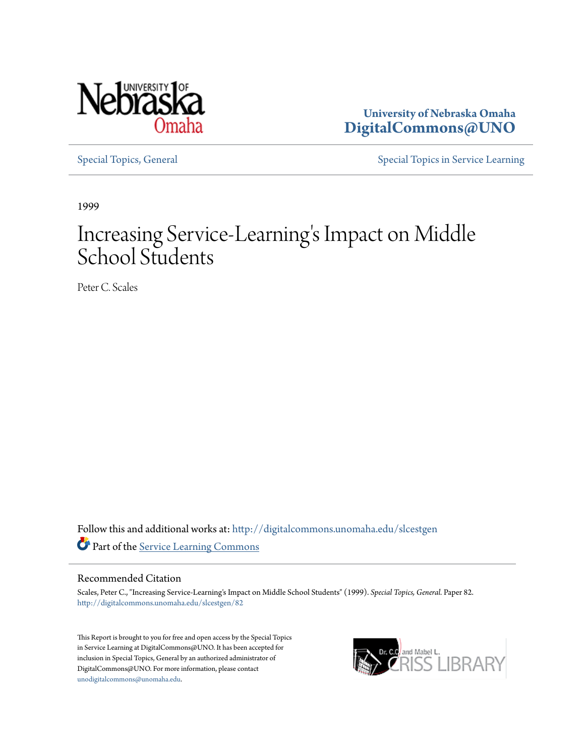University of Nebraska Omaha
DigitalCommons@UNO

Special Topics, General

Special Topics in Service Learning

1999

# Increasing Service-Learning's Impact on Middle School Students

Peter C. Scales

Follow this and additional works at: http://digitalcommons.unomaha.edu/slcestgen

Part of the Service Learning Commons

## Recommended Citation

Scales, Peter C., "Increasing Service-Learning's Impact on Middle School Students" (1999). *Special Topics, General.* Paper 82.
http://digitalcommons.unomaha.edu/slcestgen/82

This Report is brought to you for free and open access by the Special Topics in Service Learning at DigitalCommons@UNO. It has been accepted for inclusion in Special Topics, General by an authorized administrator of DigitalCommons@UNO. For more information, please contact unodigitalcommons@unomaha.edu.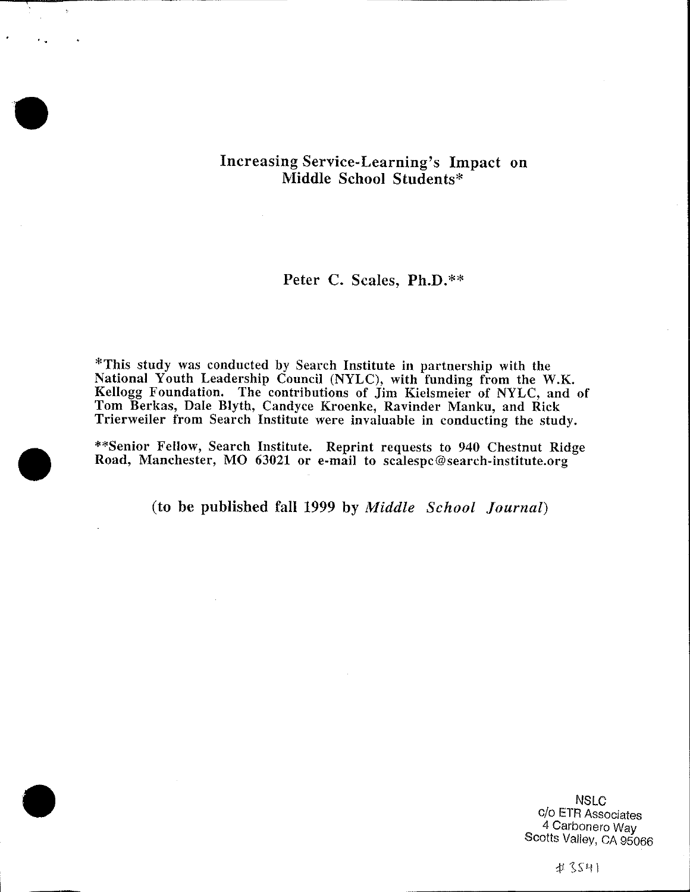# Increasing Service-Learning's Impact on Middle School Students*

Peter C. Scales, Ph.D.**

*This study was conducted by Search Institute in partnership with the National Youth Leadership Council (NYLC), with funding from the W.K. Kellogg Foundation. The contributions of Jim Kielsmeier of NYLC, and of Tom Berkas, Dale Blyth, Candyce Kroenke, Ravinder Manku, and Rick Trierweiler from Search Institute were invaluable in conducting the study.

**Senior Fellow, Search Institute. Reprint requests to 940 Chestnut Ridge Road, Manchester, MO 63021 or e-mail to scalespc@search-institute.org

(to be published fall 1999 by *Middle School Journal*)

NSLC
c/o ETR Associates
4 Carbonero Way
Scotts Valley, CA 95066

#3541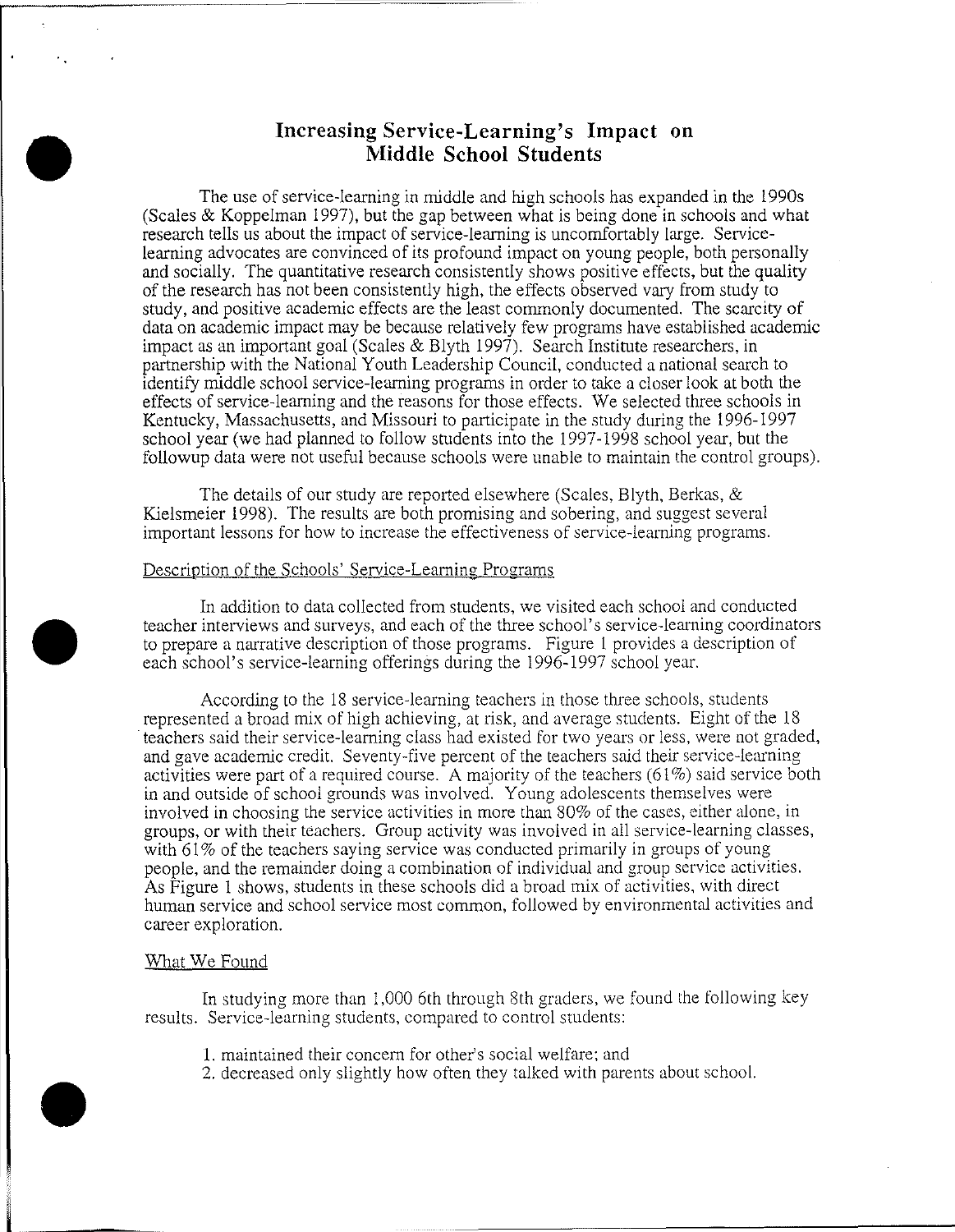# Increasing Service-Learning's Impact on Middle School Students

The use of service-learning in middle and high schools has expanded in the 1990s (Scales & Koppelman 1997), but the gap between what is being done in schools and what research tells us about the impact of service-learning is uncomfortably large. Service-learning advocates are convinced of its profound impact on young people, both personally and socially. The quantitative research consistently shows positive effects, but the quality of the research has not been consistently high, the effects observed vary from study to study, and positive academic effects are the least commonly documented. The scarcity of data on academic impact may be because relatively few programs have established academic impact as an important goal (Scales & Blyth 1997). Search Institute researchers, in partnership with the National Youth Leadership Council, conducted a national search to identify middle school service-learning programs in order to take a closer look at both the effects of service-learning and the reasons for those effects. We selected three schools in Kentucky, Massachusetts, and Missouri to participate in the study during the 1996-1997 school year (we had planned to follow students into the 1997-1998 school year, but the followup data were not useful because schools were unable to maintain the control groups).

The details of our study are reported elsewhere (Scales, Blyth, Berkas, & Kielsmeier 1998). The results are both promising and sobering, and suggest several important lessons for how to increase the effectiveness of service-learning programs.

## Description of the Schools' Service-Learning Programs

In addition to data collected from students, we visited each school and conducted teacher interviews and surveys, and each of the three school's service-learning coordinators to prepare a narrative description of those programs. Figure 1 provides a description of each school's service-learning offerings during the 1996-1997 school year.

According to the 18 service-learning teachers in those three schools, students represented a broad mix of high achieving, at risk, and average students. Eight of the 18 teachers said their service-learning class had existed for two years or less, were not graded, and gave academic credit. Seventy-five percent of the teachers said their service-learning activities were part of a required course. A majority of the teachers (61%) said service both in and outside of school grounds was involved. Young adolescents themselves were involved in choosing the service activities in more than 80% of the cases, either alone, in groups, or with their teachers. Group activity was involved in all service-learning classes, with 61% of the teachers saying service was conducted primarily in groups of young people, and the remainder doing a combination of individual and group service activities. As Figure 1 shows, students in these schools did a broad mix of activities, with direct human service and school service most common, followed by environmental activities and career exploration.

## What We Found

In studying more than 1,000 6th through 8th graders, we found the following key results. Service-learning students, compared to control students:

1. maintained their concern for other's social welfare; and
2. decreased only slightly how often they talked with parents about school.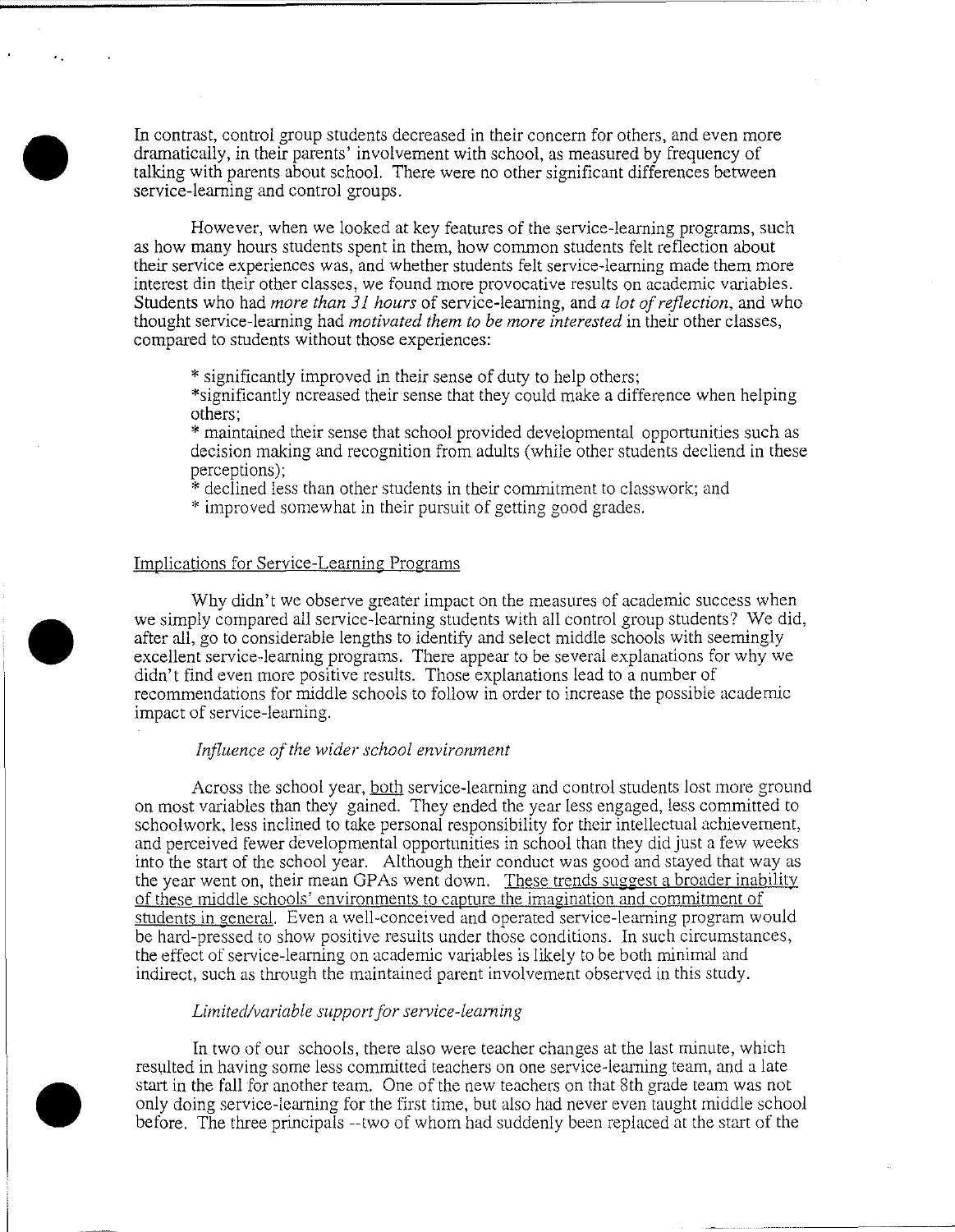In contrast, control group students decreased in their concern for others, and even more dramatically, in their parents' involvement with school, as measured by frequency of talking with parents about school. There were no other significant differences between service-learning and control groups.

However, when we looked at key features of the service-learning programs, such as how many hours students spent in them, how common students felt reflection about their service experiences was, and whether students felt service-learning made them more interest din their other classes, we found more provocative results on academic variables. Students who had *more than 31 hours* of service-learning, and *a lot of reflection*, and who thought service-learning had *motivated them to be more interested* in their other classes, compared to students without those experiences:

* significantly improved in their sense of duty to help others;
* significantly ncreased their sense that they could make a difference when helping others;
* maintained their sense that school provided developmental opportunities such as decision making and recognition from adults (while other students decliend in these perceptions);
* declined less than other students in their commitment to classwork; and
* improved somewhat in their pursuit of getting good grades.

## Implications for Service-Learning Programs

Why didn't we observe greater impact on the measures of academic success when we simply compared all service-learning students with all control group students? We did, after all, go to considerable lengths to identify and select middle schools with seemingly excellent service-learning programs. There appear to be several explanations for why we didn't find even more positive results. Those explanations lead to a number of recommendations for middle schools to follow in order to increase the possible academic impact of service-learning.

### *Influence of the wider school environment*

Across the school year, both service-learning and control students lost more ground on most variables than they gained. They ended the year less engaged, less committed to schoolwork, less inclined to take personal responsibility for their intellectual achievement, and perceived fewer developmental opportunities in school than they did just a few weeks into the start of the school year. Although their conduct was good and stayed that way as the year went on, their mean GPAs went down. These trends suggest a broader inability of these middle schools' environments to capture the imagination and commitment of students in general. Even a well-conceived and operated service-learning program would be hard-pressed to show positive results under those conditions. In such circumstances, the effect of service-learning on academic variables is likely to be both minimal and indirect, such as through the maintained parent involvement observed in this study.

### *Limited/variable support for service-learning*

In two of our schools, there also were teacher changes at the last minute, which resulted in having some less committed teachers on one service-learning team, and a late start in the fall for another team. One of the new teachers on that 8th grade team was not only doing service-learning for the first time, but also had never even taught middle school before. The three principals --two of whom had suddenly been replaced at the start of the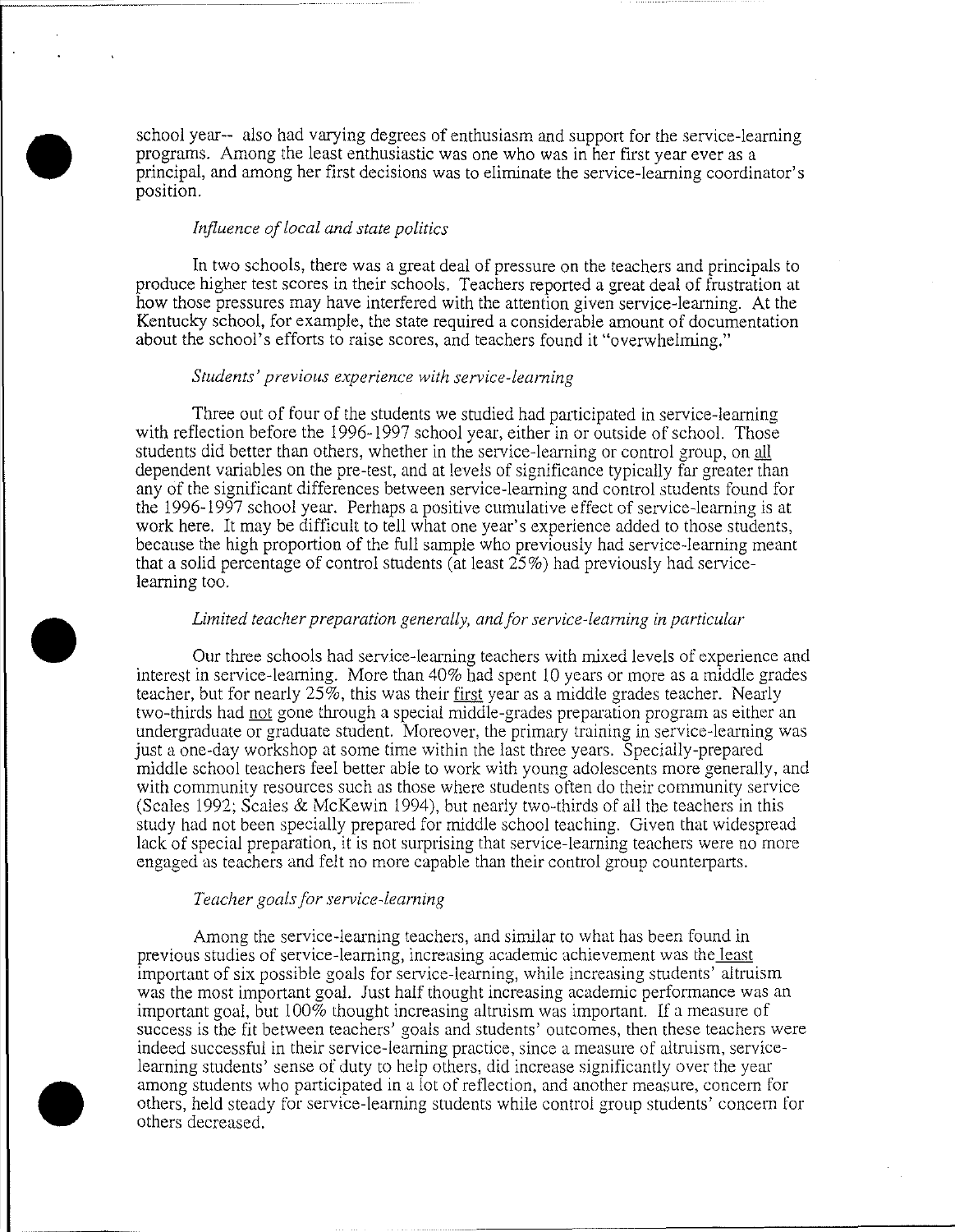school year-- also had varying degrees of enthusiasm and support for the service-learning programs. Among the least enthusiastic was one who was in her first year ever as a principal, and among her first decisions was to eliminate the service-learning coordinator's position.

### *Influence of local and state politics*

In two schools, there was a great deal of pressure on the teachers and principals to produce higher test scores in their schools. Teachers reported a great deal of frustration at how those pressures may have interfered with the attention given service-learning. At the Kentucky school, for example, the state required a considerable amount of documentation about the school's efforts to raise scores, and teachers found it "overwhelming."

### *Students' previous experience with service-learning*

Three out of four of the students we studied had participated in service-learning with reflection before the 1996-1997 school year, either in or outside of school. Those students did better than others, whether in the service-learning or control group, on <u>all</u> dependent variables on the pre-test, and at levels of significance typically far greater than any of the significant differences between service-learning and control students found for the 1996-1997 school year. Perhaps a positive cumulative effect of service-learning is at work here. It may be difficult to tell what one year's experience added to those students, because the high proportion of the full sample who previously had service-learning meant that a solid percentage of control students (at least 25%) had previously had service-learning too.

### *Limited teacher preparation generally, and for service-learning in particular*

Our three schools had service-learning teachers with mixed levels of experience and interest in service-learning. More than 40% had spent 10 years or more as a middle grades teacher, but for nearly 25%, this was their <u>first</u> year as a middle grades teacher. Nearly two-thirds had <u>not</u> gone through a special middle-grades preparation program as either an undergraduate or graduate student. Moreover, the primary training in service-learning was just a one-day workshop at some time within the last three years. Specially-prepared middle school teachers feel better able to work with young adolescents more generally, and with community resources such as those where students often do their community service (Scales 1992; Scales & McKewin 1994), but nearly two-thirds of all the teachers in this study had not been specially prepared for middle school teaching. Given that widespread lack of special preparation, it is not surprising that service-learning teachers were no more engaged as teachers and felt no more capable than their control group counterparts.

### *Teacher goals for service-learning*

Among the service-learning teachers, and similar to what has been found in previous studies of service-learning, increasing academic achievement was the <u>least</u> important of six possible goals for service-learning, while increasing students' altruism was the most important goal. Just half thought increasing academic performance was an important goal, but 100% thought increasing altruism was important. If a measure of success is the fit between teachers' goals and students' outcomes, then these teachers were indeed successful in their service-learning practice, since a measure of altruism, service-learning students' sense of duty to help others, did increase significantly over the year among students who participated in a lot of reflection, and another measure, concern for others, held steady for service-learning students while control group students' concern for others decreased.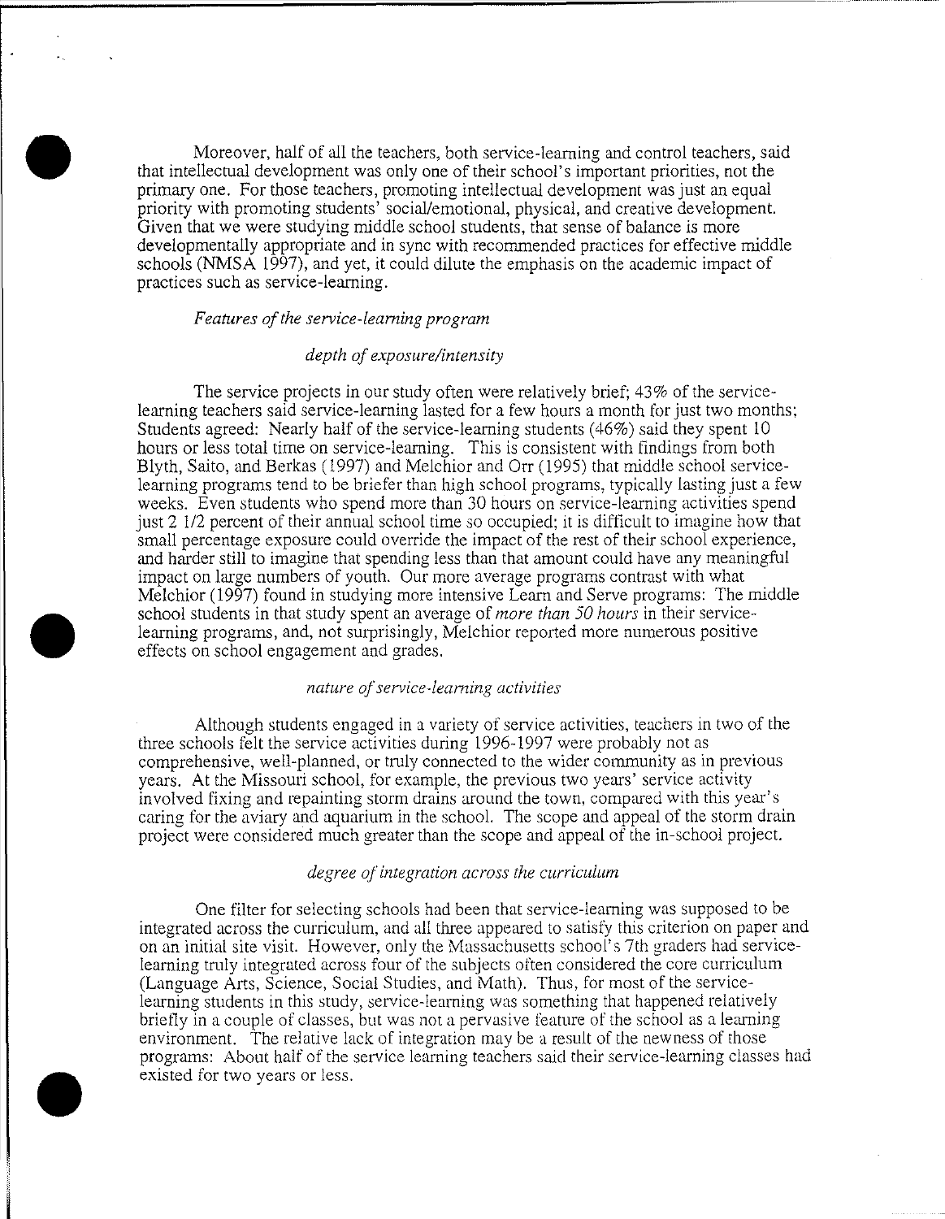Moreover, half of all the teachers, both service-learning and control teachers, said that intellectual development was only one of their school's important priorities, not the primary one. For those teachers, promoting intellectual development was just an equal priority with promoting students' social/emotional, physical, and creative development. Given that we were studying middle school students, that sense of balance is more developmentally appropriate and in sync with recommended practices for effective middle schools (NMSA 1997), and yet, it could dilute the emphasis on the academic impact of practices such as service-learning.

### *Features of the service-learning program*

#### *depth of exposure/intensity*

The service projects in our study often were relatively brief; 43% of the service-learning teachers said service-learning lasted for a few hours a month for just two months; Students agreed: Nearly half of the service-learning students (46%) said they spent 10 hours or less total time on service-learning. This is consistent with findings from both Blyth, Saito, and Berkas (1997) and Melchior and Orr (1995) that middle school service-learning programs tend to be briefer than high school programs, typically lasting just a few weeks. Even students who spend more than 30 hours on service-learning activities spend just 2 1/2 percent of their annual school time so occupied; it is difficult to imagine how that small percentage exposure could override the impact of the rest of their school experience, and harder still to imagine that spending less than that amount could have any meaningful impact on large numbers of youth. Our more average programs contrast with what Melchior (1997) found in studying more intensive Learn and Serve programs: The middle school students in that study spent an average of *more than 50 hours* in their service-learning programs, and, not surprisingly, Melchior reported more numerous positive effects on school engagement and grades.

#### *nature of service-learning activities*

Although students engaged in a variety of service activities, teachers in two of the three schools felt the service activities during 1996-1997 were probably not as comprehensive, well-planned, or truly connected to the wider community as in previous years. At the Missouri school, for example, the previous two years' service activity involved fixing and repainting storm drains around the town, compared with this year's caring for the aviary and aquarium in the school. The scope and appeal of the storm drain project were considered much greater than the scope and appeal of the in-school project.

#### *degree of integration across the curriculum*

One filter for selecting schools had been that service-learning was supposed to be integrated across the curriculum, and all three appeared to satisfy this criterion on paper and on an initial site visit. However, only the Massachusetts school's 7th graders had service-learning truly integrated across four of the subjects often considered the core curriculum (Language Arts, Science, Social Studies, and Math). Thus, for most of the service-learning students in this study, service-learning was something that happened relatively briefly in a couple of classes, but was not a pervasive feature of the school as a learning environment. The relative lack of integration may be a result of the newness of those programs: About half of the service learning teachers said their service-learning classes had existed for two years or less.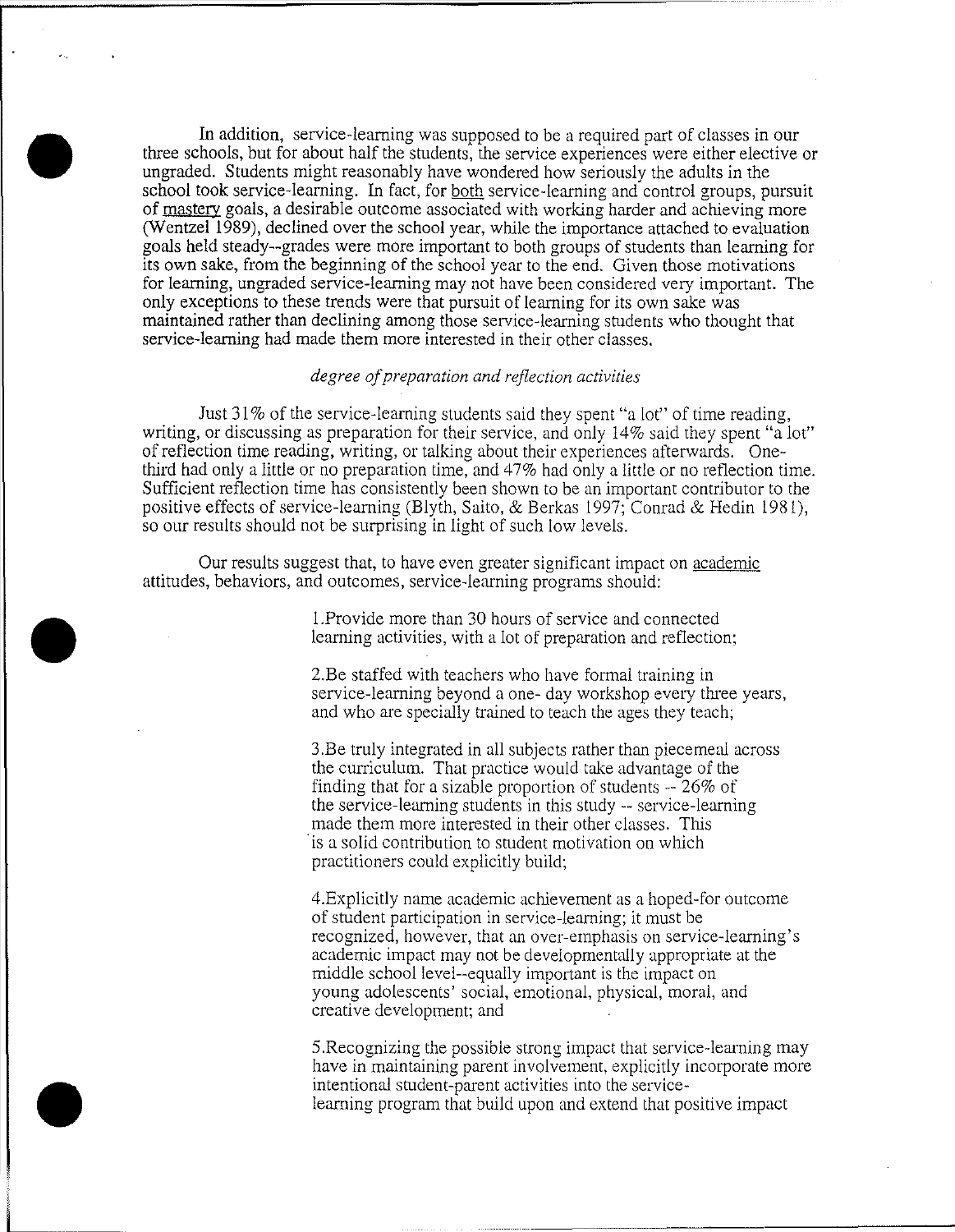In addition, service-learning was supposed to be a required part of classes in our three schools, but for about half the students, the service experiences were either elective or ungraded. Students might reasonably have wondered how seriously the adults in the school took service-learning. In fact, for both service-learning and control groups, pursuit of mastery goals, a desirable outcome associated with working harder and achieving more (Wentzel 1989), declined over the school year, while the importance attached to evaluation goals held steady--grades were more important to both groups of students than learning for its own sake, from the beginning of the school year to the end. Given those motivations for learning, ungraded service-learning may not have been considered very important. The only exceptions to these trends were that pursuit of learning for its own sake was maintained rather than declining among those service-learning students who thought that service-learning had made them more interested in their other classes.

*degree of preparation and reflection activities*

Just 31% of the service-learning students said they spent "a lot" of time reading, writing, or discussing as preparation for their service, and only 14% said they spent "a lot" of reflection time reading, writing, or talking about their experiences afterwards. One-third had only a little or no preparation time, and 47% had only a little or no reflection time. Sufficient reflection time has consistently been shown to be an important contributor to the positive effects of service-learning (Blyth, Saito, & Berkas 1997; Conrad & Hedin 1981), so our results should not be surprising in light of such low levels.

Our results suggest that, to have even greater significant impact on academic attitudes, behaviors, and outcomes, service-learning programs should:

1. Provide more than 30 hours of service and connected learning activities, with a lot of preparation and reflection;

2. Be staffed with teachers who have formal training in service-learning beyond a one- day workshop every three years, and who are specially trained to teach the ages they teach;

3. Be truly integrated in all subjects rather than piecemeal across the curriculum. That practice would take advantage of the finding that for a sizable proportion of students -- 26% of the service-learning students in this study -- service-learning made them more interested in their other classes. This is a solid contribution to student motivation on which practitioners could explicitly build;

4. Explicitly name academic achievement as a hoped-for outcome of student participation in service-learning; it must be recognized, however, that an over-emphasis on service-learning's academic impact may not be developmentally appropriate at the middle school level--equally important is the impact on young adolescents' social, emotional, physical, moral, and creative development; and

5. Recognizing the possible strong impact that service-learning may have in maintaining parent involvement, explicitly incorporate more intentional student-parent activities into the service-learning program that build upon and extend that positive impact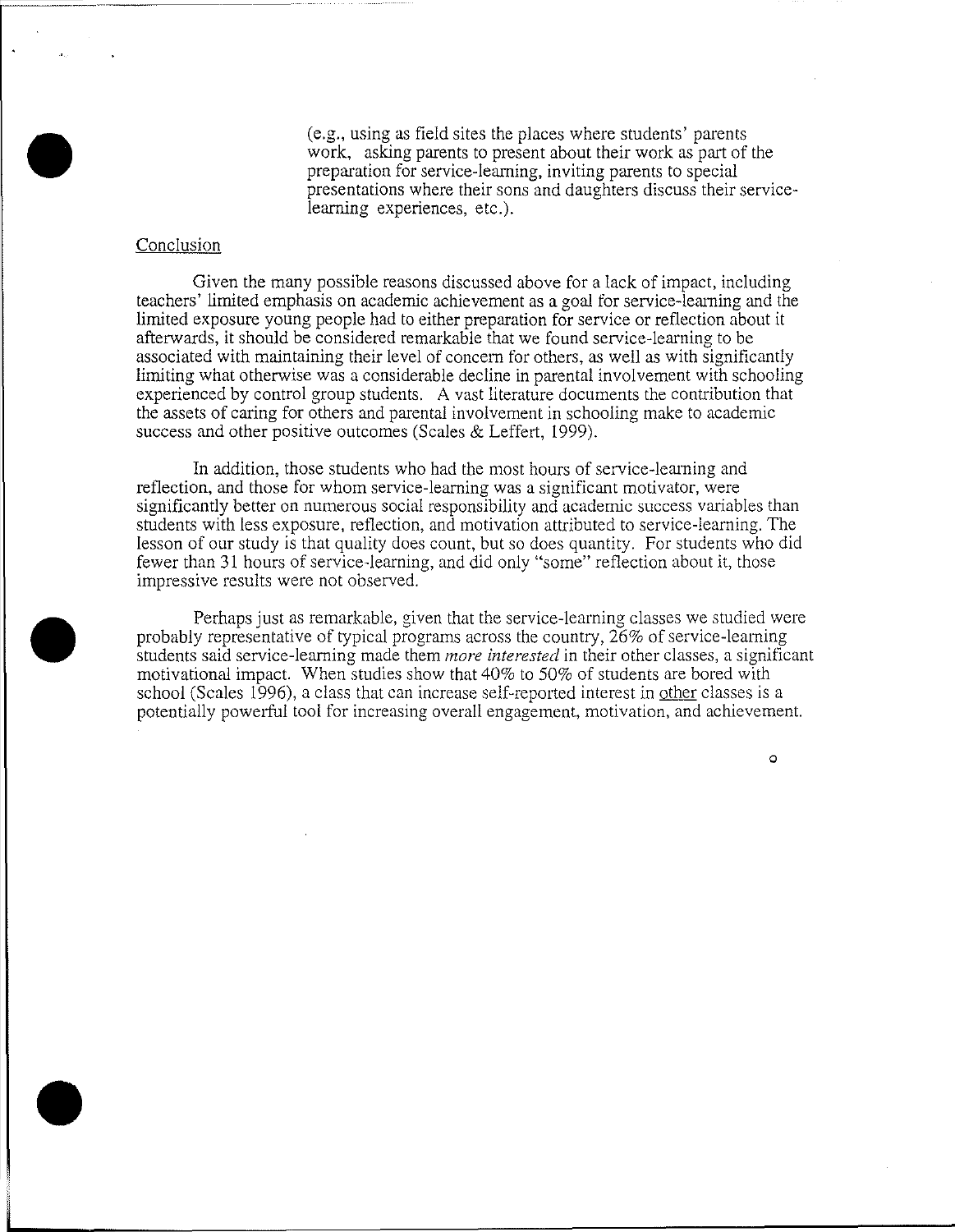(e.g., using as field sites the places where students' parents work, asking parents to present about their work as part of the preparation for service-learning, inviting parents to special presentations where their sons and daughters discuss their service-learning experiences, etc.).

## Conclusion

Given the many possible reasons discussed above for a lack of impact, including teachers' limited emphasis on academic achievement as a goal for service-learning and the limited exposure young people had to either preparation for service or reflection about it afterwards, it should be considered remarkable that we found service-learning to be associated with maintaining their level of concern for others, as well as with significantly limiting what otherwise was a considerable decline in parental involvement with schooling experienced by control group students. A vast literature documents the contribution that the assets of caring for others and parental involvement in schooling make to academic success and other positive outcomes (Scales & Leffert, 1999).

In addition, those students who had the most hours of service-learning and reflection, and those for whom service-learning was a significant motivator, were significantly better on numerous social responsibility and academic success variables than students with less exposure, reflection, and motivation attributed to service-learning. The lesson of our study is that quality does count, but so does quantity. For students who did fewer than 31 hours of service-learning, and did only "some" reflection about it, those impressive results were not observed.

Perhaps just as remarkable, given that the service-learning classes we studied were probably representative of typical programs across the country, 26% of service-learning students said service-learning made them *more interested* in their other classes, a significant motivational impact. When studies show that 40% to 50% of students are bored with school (Scales 1996), a class that can increase self-reported interest in <u>other</u> classes is a potentially powerful tool for increasing overall engagement, motivation, and achievement.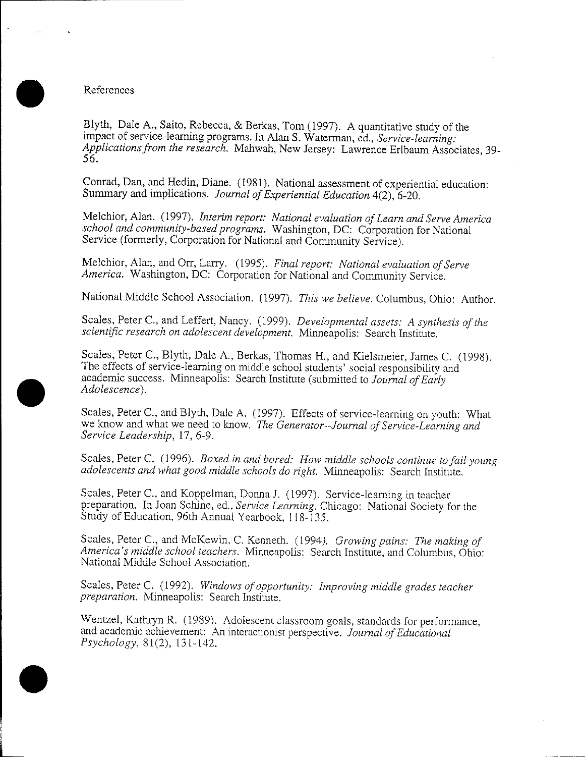# References

Blyth, Dale A., Saito, Rebecca, & Berkas, Tom (1997). A quantitative study of the impact of service-learning programs. In Alan S. Waterman, ed., *Service-learning: Applications from the research.* Mahwah, New Jersey: Lawrence Erlbaum Associates, 39-56.

Conrad, Dan, and Hedin, Diane. (1981). National assessment of experiential education: Summary and implications. *Journal of Experiential Education* 4(2), 6-20.

Melchior, Alan. (1997). *Interim report: National evaluation of Learn and Serve America school and community-based programs.* Washington, DC: Corporation for National Service (formerly, Corporation for National and Community Service).

Melchior, Alan, and Orr, Larry. (1995). *Final report: National evaluation of Serve America.* Washington, DC: Corporation for National and Community Service.

National Middle School Association. (1997). *This we believe.* Columbus, Ohio: Author.

Scales, Peter C., and Leffert, Nancy. (1999). *Developmental assets: A synthesis of the scientific research on adolescent development.* Minneapolis: Search Institute.

Scales, Peter C., Blyth, Dale A., Berkas, Thomas H., and Kielsmeier, James C. (1998). The effects of service-learning on middle school students' social responsibility and academic success. Minneapolis: Search Institute (submitted to *Journal of Early Adolescence*).

Scales, Peter C., and Blyth, Dale A. (1997). Effects of service-learning on youth: What we know and what we need to know. *The Generator--Journal of Service-Learning and Service Leadership*, 17, 6-9.

Scales, Peter C. (1996). *Boxed in and bored: How middle schools continue to fail young adolescents and what good middle schools do right.* Minneapolis: Search Institute.

Scales, Peter C., and Koppelman, Donna J. (1997). Service-learning in teacher preparation. In Joan Schine, ed., *Service Learning.* Chicago: National Society for the Study of Education, 96th Annual Yearbook, 118-135.

Scales, Peter C., and McKewin, C. Kenneth. (1994). *Growing pains: The making of America's middle school teachers.* Minneapolis: Search Institute, and Columbus, Ohio: National Middle School Association.

Scales, Peter C. (1992). *Windows of opportunity: Improving middle grades teacher preparation.* Minneapolis: Search Institute.

Wentzel, Kathryn R. (1989). Adolescent classroom goals, standards for performance, and academic achievement: An interactionist perspective. *Journal of Educational Psychology*, 81(2), 131-142.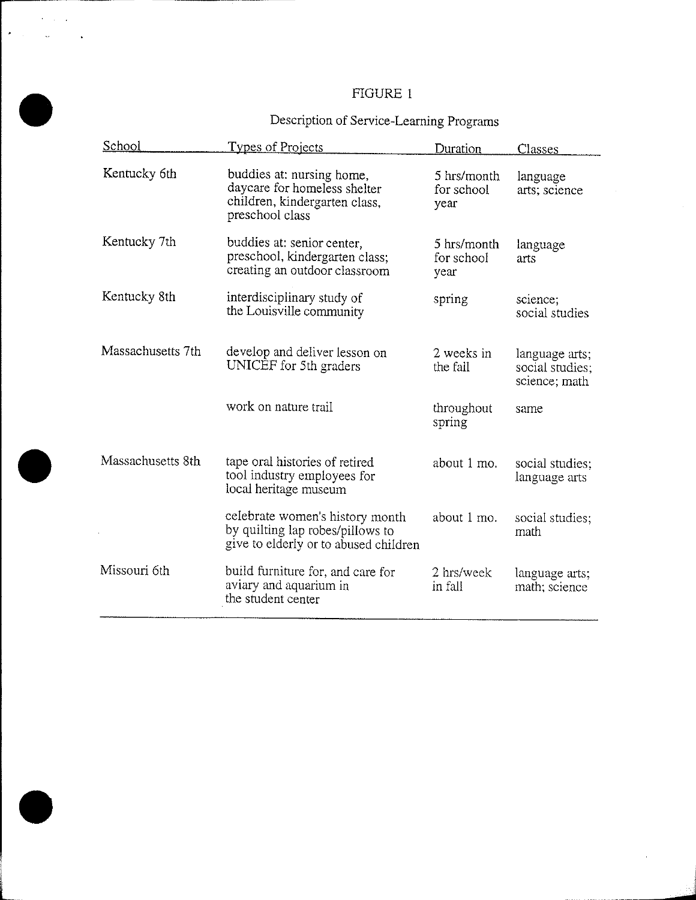FIGURE 1

Description of Service-Learning Programs

| School | Types of Projects | Duration | Classes |
|---|---|---|---|
| Kentucky 6th | buddies at: nursing home, daycare for homeless shelter children, kindergarten class, preschool class | 5 hrs/month for school year | language arts; science |
| Kentucky 7th | buddies at: senior center, preschool, kindergarten class; creating an outdoor classroom | 5 hrs/month for school year | language arts |
| Kentucky 8th | interdisciplinary study of the Louisville community | spring | science; social studies |
| Massachusetts 7th | develop and deliver lesson on UNICEF for 5th graders | 2 weeks in the fall | language arts; social studies; science; math |
| | work on nature trail | throughout spring | same |
| Massachusetts 8th | tape oral histories of retired tool industry employees for local heritage museum | about 1 mo. | social studies; language arts |
| | celebrate women's history month by quilting lap robes/pillows to give to elderly or to abused children | about 1 mo. | social studies; math |
| Missouri 6th | build furniture for, and care for aviary and aquarium in the student center | 2 hrs/week in fall | language arts; math; science |